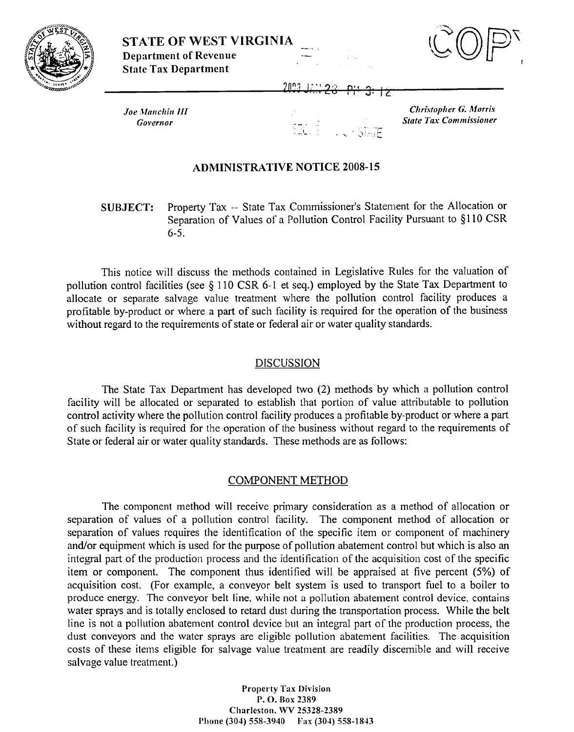**STATE OF WEST VIRGINIA**
**Department of Revenue**
**State Tax Department**

COPY

*Joe Manchin III*
*Governor*

*Christopher G. Morris*
*State Tax Commissioner*

## ADMINISTRATIVE NOTICE 2008-15

**SUBJECT:** Property Tax -- State Tax Commissioner's Statement for the Allocation or Separation of Values of a Pollution Control Facility Pursuant to §110 CSR 6-5.

This notice will discuss the methods contained in Legislative Rules for the valuation of pollution control facilities (see § 110 CSR 6-1 et seq.) employed by the State Tax Department to allocate or separate salvage value treatment where the pollution control facility produces a profitable by-product or where a part of such facility is required for the operation of the business without regard to the requirements of state or federal air or water quality standards.

### DISCUSSION

The State Tax Department has developed two (2) methods by which a pollution control facility will be allocated or separated to establish that portion of value attributable to pollution control activity where the pollution control facility produces a profitable by-product or where a part of such facility is required for the operation of the business without regard to the requirements of State or federal air or water quality standards. These methods are as follows:

### COMPONENT METHOD

The component method will receive primary consideration as a method of allocation or separation of values of a pollution control facility. The component method of allocation or separation of values requires the identification of the specific item or component of machinery and/or equipment which is used for the purpose of pollution abatement control but which is also an integral part of the production process and the identification of the acquisition cost of the specific item or component. The component thus identified will be appraised at five percent (5%) of acquisition cost. (For example, a conveyor belt system is used to transport fuel to a boiler to produce energy. The conveyor belt line, while not a pollution abatement control device, contains water sprays and is totally enclosed to retard dust during the transportation process. While the belt line is not a pollution abatement control device but an integral part of the production process, the dust conveyors and the water sprays are eligible pollution abatement facilities. The acquisition costs of these items eligible for salvage value treatment are readily discernible and will receive salvage value treatment.)

Property Tax Division
P. O. Box 2389
Charleston, WV 25328-2389
Phone (304) 558-3940 Fax (304) 558-1843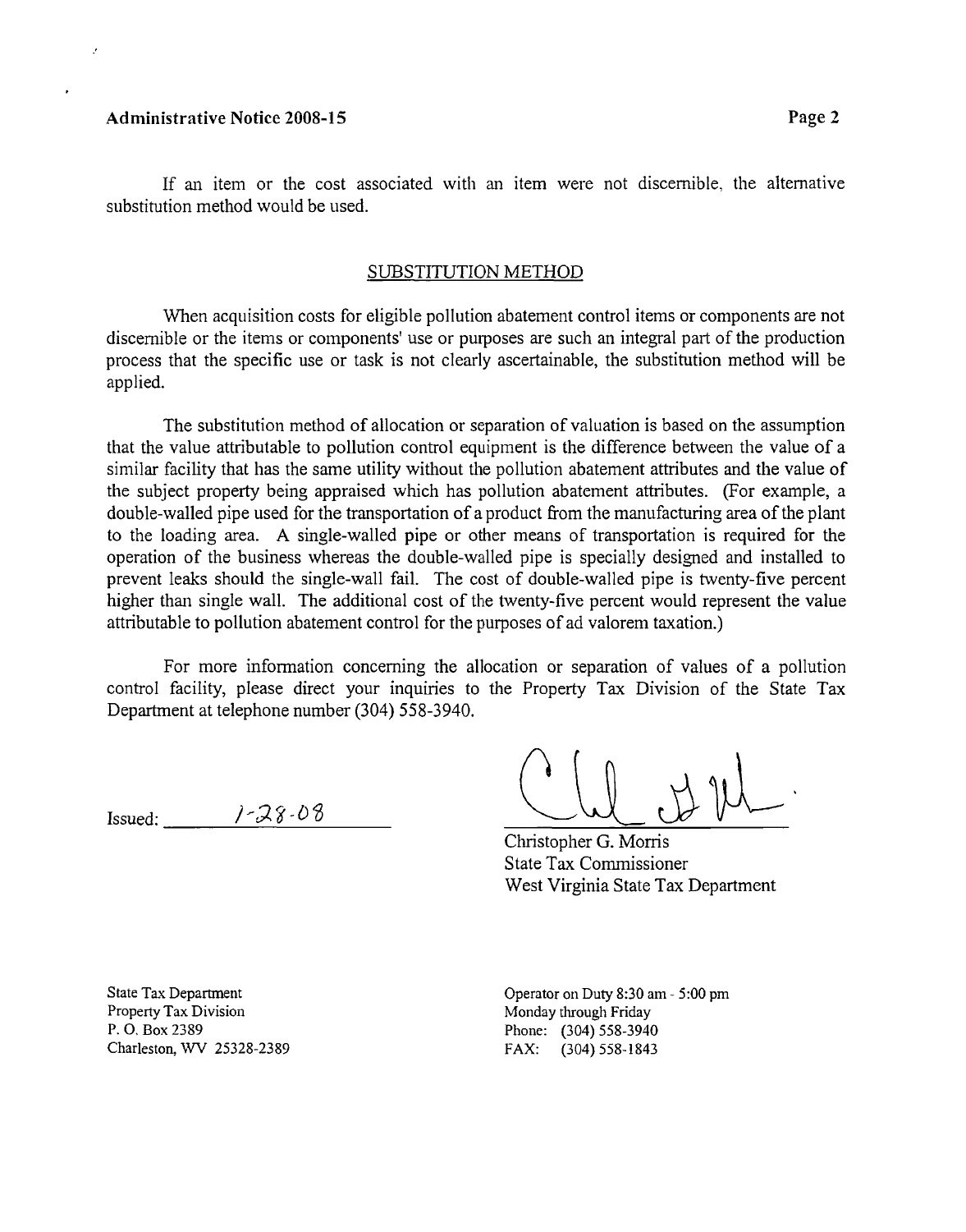If an item or the cost associated with an item were not discernible, the alternative substitution method would be used.

## SUBSTITUTION METHOD

When acquisition costs for eligible pollution abatement control items or components are not discernible or the items or components' use or purposes are such an integral part of the production process that the specific use or task is not clearly ascertainable, the substitution method will be applied.

The substitution method of allocation or separation of valuation is based on the assumption that the value attributable to pollution control equipment is the difference between the value of a similar facility that has the same utility without the pollution abatement attributes and the value of the subject property being appraised which has pollution abatement attributes. (For example, a double-walled pipe used for the transportation of a product from the manufacturing area of the plant to the loading area. A single-walled pipe or other means of transportation is required for the operation of the business whereas the double-walled pipe is specially designed and installed to prevent leaks should the single-wall fail. The cost of double-walled pipe is twenty-five percent higher than single wall. The additional cost of the twenty-five percent would represent the value attributable to pollution abatement control for the purposes of ad valorem taxation.)

For more information concerning the allocation or separation of values of a pollution control facility, please direct your inquiries to the Property Tax Division of the State Tax Department at telephone number (304) 558-3940.

Issued: 1-28-08

Christopher G. Morris
State Tax Commissioner
West Virginia State Tax Department

State Tax Department
Property Tax Division
P. O. Box 2389
Charleston, WV 25328-2389

Operator on Duty 8:30 am - 5:00 pm
Monday through Friday
Phone: (304) 558-3940
FAX: (304) 558-1843